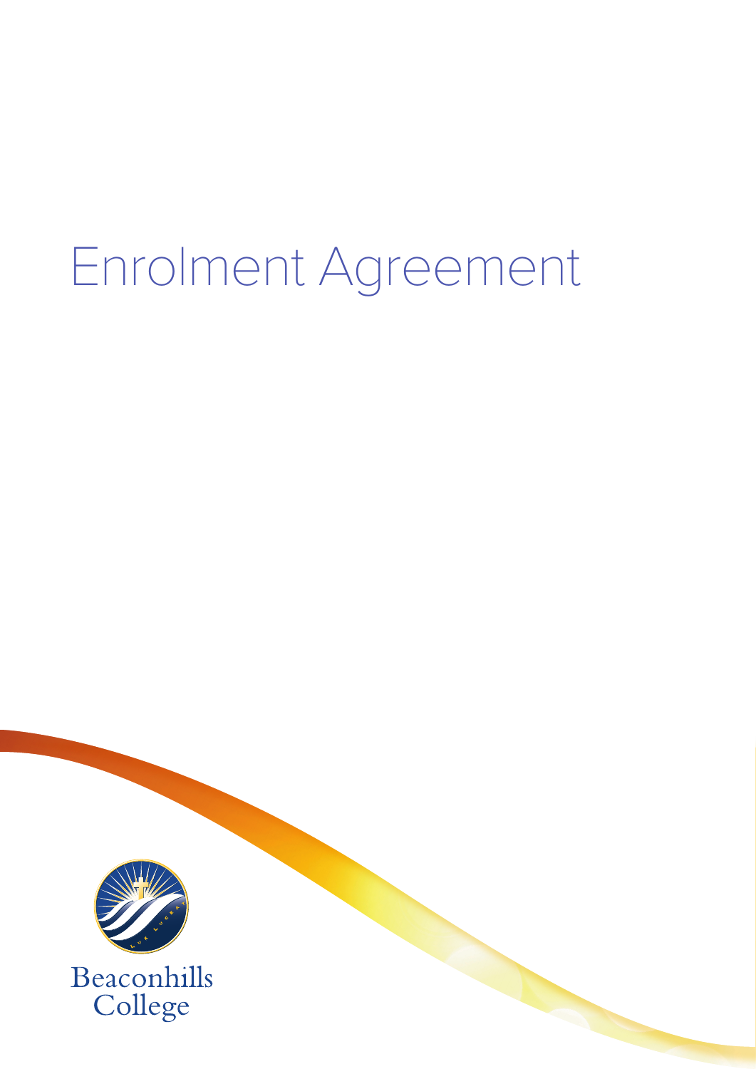# Enrolment Agreement

Beaconhills College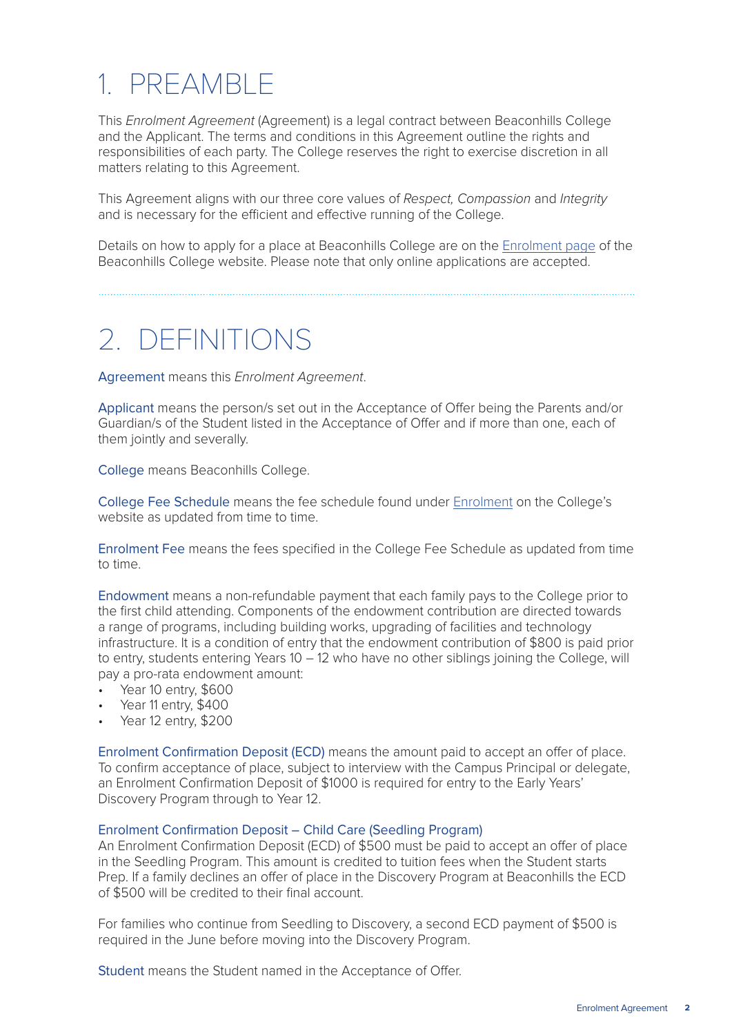# 1. PREAMBLE

This *Enrolment Agreement* (Agreement) is a legal contract between Beaconhills College and the Applicant. The terms and conditions in this Agreement outline the rights and responsibilities of each party. The College reserves the right to exercise discretion in all matters relating to this Agreement.

This Agreement aligns with our three core values of *Respect, Compassion* and *Integrity* and is necessary for the efficient and effective running of the College.

Details on how to apply for a place at Beaconhills College are on the Enrolment page of the Beaconhills College website. Please note that only online applications are accepted.

# 2. DEFINITIONS

Agreement means this *Enrolment Agreement*.

Applicant means the person/s set out in the Acceptance of Offer being the Parents and/or Guardian/s of the Student listed in the Acceptance of Offer and if more than one, each of them jointly and severally.

College means Beaconhills College.

College Fee Schedule means the fee schedule found under Enrolment on the College's website as updated from time to time.

Enrolment Fee means the fees specified in the College Fee Schedule as updated from time to time.

Endowment means a non-refundable payment that each family pays to the College prior to the first child attending. Components of the endowment contribution are directed towards a range of programs, including building works, upgrading of facilities and technology infrastructure. It is a condition of entry that the endowment contribution of $800 is paid prior to entry, students entering Years 10 – 12 who have no other siblings joining the College, will pay a pro-rata endowment amount:

- Year 10 entry, $600
- Year 11 entry, $400
- Year 12 entry, $200

Enrolment Confirmation Deposit (ECD) means the amount paid to accept an offer of place. To confirm acceptance of place, subject to interview with the Campus Principal or delegate, an Enrolment Confirmation Deposit of $1000 is required for entry to the Early Years' Discovery Program through to Year 12.

Enrolment Confirmation Deposit – Child Care (Seedling Program)
An Enrolment Confirmation Deposit (ECD) of $500 must be paid to accept an offer of place in the Seedling Program. This amount is credited to tuition fees when the Student starts Prep. If a family declines an offer of place in the Discovery Program at Beaconhills the ECD of $500 will be credited to their final account.

For families who continue from Seedling to Discovery, a second ECD payment of $500 is required in the June before moving into the Discovery Program.

Student means the Student named in the Acceptance of Offer.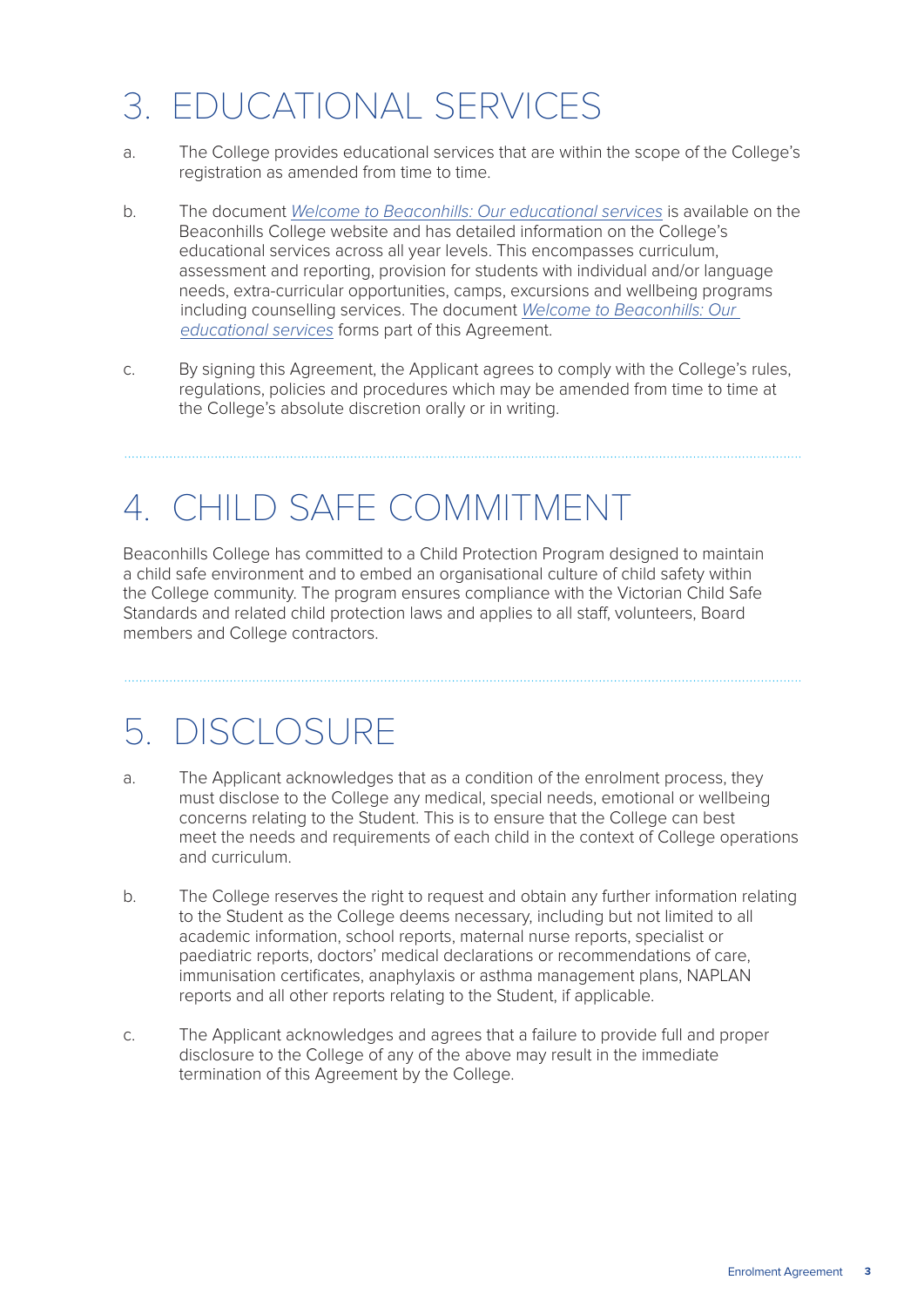# 3. EDUCATIONAL SERVICES

a. The College provides educational services that are within the scope of the College's registration as amended from time to time.

b. The document *Welcome to Beaconhills: Our educational services* is available on the Beaconhills College website and has detailed information on the College's educational services across all year levels. This encompasses curriculum, assessment and reporting, provision for students with individual and/or language needs, extra-curricular opportunities, camps, excursions and wellbeing programs including counselling services. The document *Welcome to Beaconhills: Our educational services* forms part of this Agreement.

c. By signing this Agreement, the Applicant agrees to comply with the College's rules, regulations, policies and procedures which may be amended from time to time at the College's absolute discretion orally or in writing.

# 4. CHILD SAFE COMMITMENT

Beaconhills College has committed to a Child Protection Program designed to maintain a child safe environment and to embed an organisational culture of child safety within the College community. The program ensures compliance with the Victorian Child Safe Standards and related child protection laws and applies to all staff, volunteers, Board members and College contractors.

# 5. DISCLOSURE

a. The Applicant acknowledges that as a condition of the enrolment process, they must disclose to the College any medical, special needs, emotional or wellbeing concerns relating to the Student. This is to ensure that the College can best meet the needs and requirements of each child in the context of College operations and curriculum.

b. The College reserves the right to request and obtain any further information relating to the Student as the College deems necessary, including but not limited to all academic information, school reports, maternal nurse reports, specialist or paediatric reports, doctors' medical declarations or recommendations of care, immunisation certificates, anaphylaxis or asthma management plans, NAPLAN reports and all other reports relating to the Student, if applicable.

c. The Applicant acknowledges and agrees that a failure to provide full and proper disclosure to the College of any of the above may result in the immediate termination of this Agreement by the College.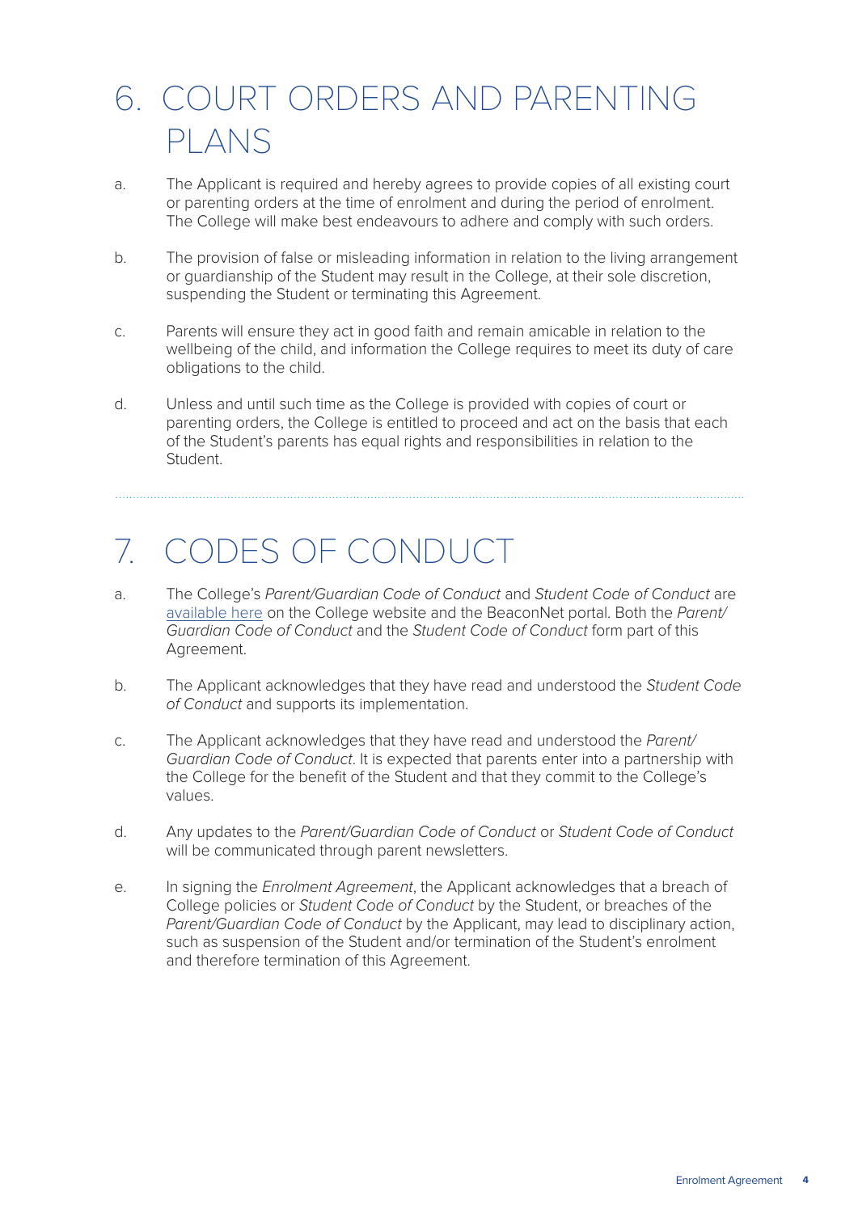# 6. COURT ORDERS AND PARENTING PLANS

a. The Applicant is required and hereby agrees to provide copies of all existing court or parenting orders at the time of enrolment and during the period of enrolment. The College will make best endeavours to adhere and comply with such orders.

b. The provision of false or misleading information in relation to the living arrangement or guardianship of the Student may result in the College, at their sole discretion, suspending the Student or terminating this Agreement.

c. Parents will ensure they act in good faith and remain amicable in relation to the wellbeing of the child, and information the College requires to meet its duty of care obligations to the child.

d. Unless and until such time as the College is provided with copies of court or parenting orders, the College is entitled to proceed and act on the basis that each of the Student's parents has equal rights and responsibilities in relation to the Student.

---

# 7. CODES OF CONDUCT

a. The College's *Parent/Guardian Code of Conduct* and *Student Code of Conduct* are available here on the College website and the BeaconNet portal. Both the *Parent/Guardian Code of Conduct* and the *Student Code of Conduct* form part of this Agreement.

b. The Applicant acknowledges that they have read and understood the *Student Code of Conduct* and supports its implementation.

c. The Applicant acknowledges that they have read and understood the *Parent/Guardian Code of Conduct*. It is expected that parents enter into a partnership with the College for the benefit of the Student and that they commit to the College's values.

d. Any updates to the *Parent/Guardian Code of Conduct* or *Student Code of Conduct* will be communicated through parent newsletters.

e. In signing the *Enrolment Agreement*, the Applicant acknowledges that a breach of College policies or *Student Code of Conduct* by the Student, or breaches of the *Parent/Guardian Code of Conduct* by the Applicant, may lead to disciplinary action, such as suspension of the Student and/or termination of the Student's enrolment and therefore termination of this Agreement.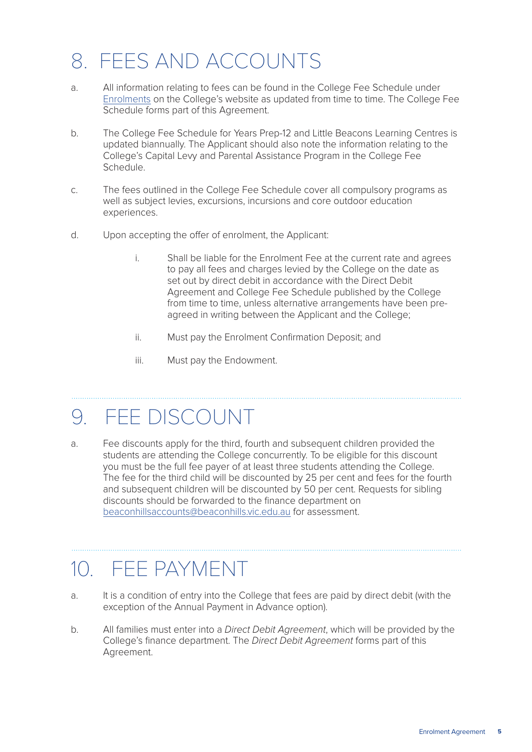# 8. FEES AND ACCOUNTS

a. All information relating to fees can be found in the College Fee Schedule under Enrolments on the College's website as updated from time to time. The College Fee Schedule forms part of this Agreement.

b. The College Fee Schedule for Years Prep-12 and Little Beacons Learning Centres is updated biannually. The Applicant should also note the information relating to the College's Capital Levy and Parental Assistance Program in the College Fee Schedule.

c. The fees outlined in the College Fee Schedule cover all compulsory programs as well as subject levies, excursions, incursions and core outdoor education experiences.

d. Upon accepting the offer of enrolment, the Applicant:

   i. Shall be liable for the Enrolment Fee at the current rate and agrees to pay all fees and charges levied by the College on the date as set out by direct debit in accordance with the Direct Debit Agreement and College Fee Schedule published by the College from time to time, unless alternative arrangements have been pre-agreed in writing between the Applicant and the College;

   ii. Must pay the Enrolment Confirmation Deposit; and

   iii. Must pay the Endowment.

# 9. FEE DISCOUNT

a. Fee discounts apply for the third, fourth and subsequent children provided the students are attending the College concurrently. To be eligible for this discount you must be the full fee payer of at least three students attending the College. The fee for the third child will be discounted by 25 per cent and fees for the fourth and subsequent children will be discounted by 50 per cent. Requests for sibling discounts should be forwarded to the finance department on beaconhillsaccounts@beaconhills.vic.edu.au for assessment.

# 10. FEE PAYMENT

a. It is a condition of entry into the College that fees are paid by direct debit (with the exception of the Annual Payment in Advance option).

b. All families must enter into a *Direct Debit Agreement*, which will be provided by the College's finance department. The *Direct Debit Agreement* forms part of this Agreement.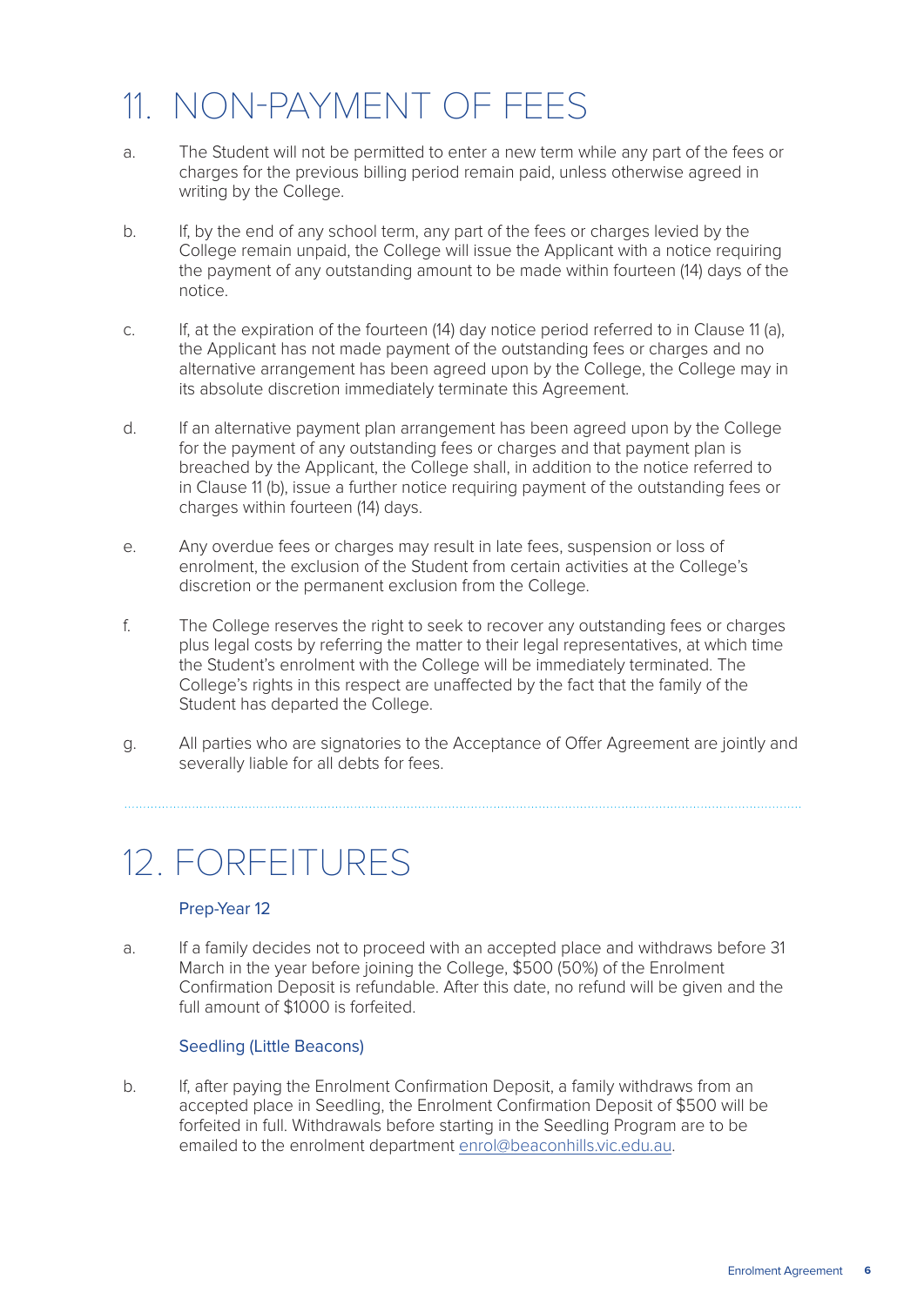# 11. NON-PAYMENT OF FEES

a. The Student will not be permitted to enter a new term while any part of the fees or charges for the previous billing period remain paid, unless otherwise agreed in writing by the College.

b. If, by the end of any school term, any part of the fees or charges levied by the College remain unpaid, the College will issue the Applicant with a notice requiring the payment of any outstanding amount to be made within fourteen (14) days of the notice.

c. If, at the expiration of the fourteen (14) day notice period referred to in Clause 11 (a), the Applicant has not made payment of the outstanding fees or charges and no alternative arrangement has been agreed upon by the College, the College may in its absolute discretion immediately terminate this Agreement.

d. If an alternative payment plan arrangement has been agreed upon by the College for the payment of any outstanding fees or charges and that payment plan is breached by the Applicant, the College shall, in addition to the notice referred to in Clause 11 (b), issue a further notice requiring payment of the outstanding fees or charges within fourteen (14) days.

e. Any overdue fees or charges may result in late fees, suspension or loss of enrolment, the exclusion of the Student from certain activities at the College's discretion or the permanent exclusion from the College.

f. The College reserves the right to seek to recover any outstanding fees or charges plus legal costs by referring the matter to their legal representatives, at which time the Student's enrolment with the College will be immediately terminated. The College's rights in this respect are unaffected by the fact that the family of the Student has departed the College.

g. All parties who are signatories to the Acceptance of Offer Agreement are jointly and severally liable for all debts for fees.

# 12. FORFEITURES

### Prep-Year 12

a. If a family decides not to proceed with an accepted place and withdraws before 31 March in the year before joining the College, $500 (50%) of the Enrolment Confirmation Deposit is refundable. After this date, no refund will be given and the full amount of $1000 is forfeited.

### Seedling (Little Beacons)

b. If, after paying the Enrolment Confirmation Deposit, a family withdraws from an accepted place in Seedling, the Enrolment Confirmation Deposit of $500 will be forfeited in full. Withdrawals before starting in the Seedling Program are to be emailed to the enrolment department enrol@beaconhills.vic.edu.au.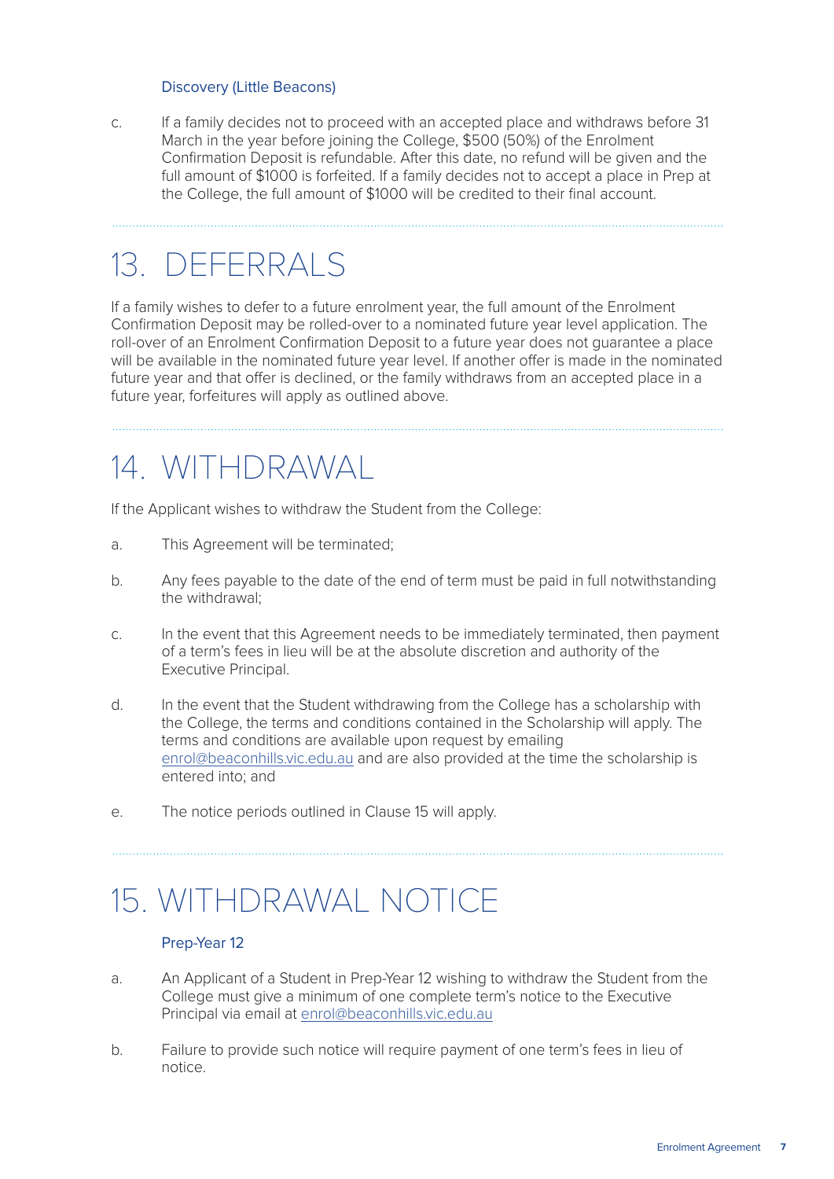### Discovery (Little Beacons)

c. If a family decides not to proceed with an accepted place and withdraws before 31 March in the year before joining the College, $500 (50%) of the Enrolment Confirmation Deposit is refundable. After this date, no refund will be given and the full amount of $1000 is forfeited. If a family decides not to accept a place in Prep at the College, the full amount of $1000 will be credited to their final account.

# 13. DEFERRALS

If a family wishes to defer to a future enrolment year, the full amount of the Enrolment Confirmation Deposit may be rolled-over to a nominated future year level application. The roll-over of an Enrolment Confirmation Deposit to a future year does not guarantee a place will be available in the nominated future year level. If another offer is made in the nominated future year and that offer is declined, or the family withdraws from an accepted place in a future year, forfeitures will apply as outlined above.

# 14. WITHDRAWAL

If the Applicant wishes to withdraw the Student from the College:

a. This Agreement will be terminated;

b. Any fees payable to the date of the end of term must be paid in full notwithstanding the withdrawal;

c. In the event that this Agreement needs to be immediately terminated, then payment of a term's fees in lieu will be at the absolute discretion and authority of the Executive Principal.

d. In the event that the Student withdrawing from the College has a scholarship with the College, the terms and conditions contained in the Scholarship will apply. The terms and conditions are available upon request by emailing enrol@beaconhills.vic.edu.au and are also provided at the time the scholarship is entered into; and

e. The notice periods outlined in Clause 15 will apply.

# 15. WITHDRAWAL NOTICE

### Prep-Year 12

a. An Applicant of a Student in Prep-Year 12 wishing to withdraw the Student from the College must give a minimum of one complete term's notice to the Executive Principal via email at enrol@beaconhills.vic.edu.au

b. Failure to provide such notice will require payment of one term's fees in lieu of notice.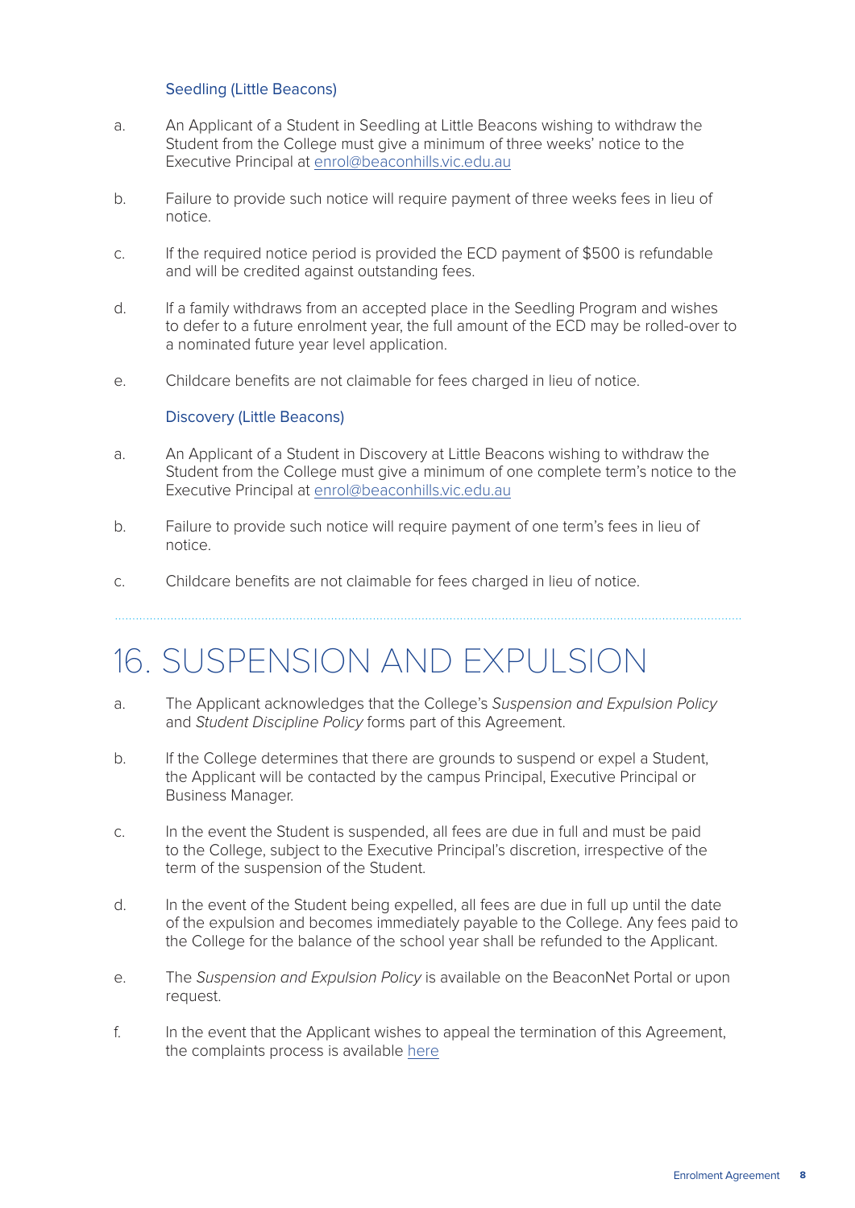### Seedling (Little Beacons)

a. An Applicant of a Student in Seedling at Little Beacons wishing to withdraw the Student from the College must give a minimum of three weeks' notice to the Executive Principal at enrol@beaconhills.vic.edu.au

b. Failure to provide such notice will require payment of three weeks fees in lieu of notice.

c. If the required notice period is provided the ECD payment of $500 is refundable and will be credited against outstanding fees.

d. If a family withdraws from an accepted place in the Seedling Program and wishes to defer to a future enrolment year, the full amount of the ECD may be rolled-over to a nominated future year level application.

e. Childcare benefits are not claimable for fees charged in lieu of notice.

### Discovery (Little Beacons)

a. An Applicant of a Student in Discovery at Little Beacons wishing to withdraw the Student from the College must give a minimum of one complete term's notice to the Executive Principal at enrol@beaconhills.vic.edu.au

b. Failure to provide such notice will require payment of one term's fees in lieu of notice.

c. Childcare benefits are not claimable for fees charged in lieu of notice.

# 16. SUSPENSION AND EXPULSION

a. The Applicant acknowledges that the College's *Suspension and Expulsion Policy* and *Student Discipline Policy* forms part of this Agreement.

b. If the College determines that there are grounds to suspend or expel a Student, the Applicant will be contacted by the campus Principal, Executive Principal or Business Manager.

c. In the event the Student is suspended, all fees are due in full and must be paid to the College, subject to the Executive Principal's discretion, irrespective of the term of the suspension of the Student.

d. In the event of the Student being expelled, all fees are due in full up until the date of the expulsion and becomes immediately payable to the College. Any fees paid to the College for the balance of the school year shall be refunded to the Applicant.

e. The *Suspension and Expulsion Policy* is available on the BeaconNet Portal or upon request.

f. In the event that the Applicant wishes to appeal the termination of this Agreement, the complaints process is available here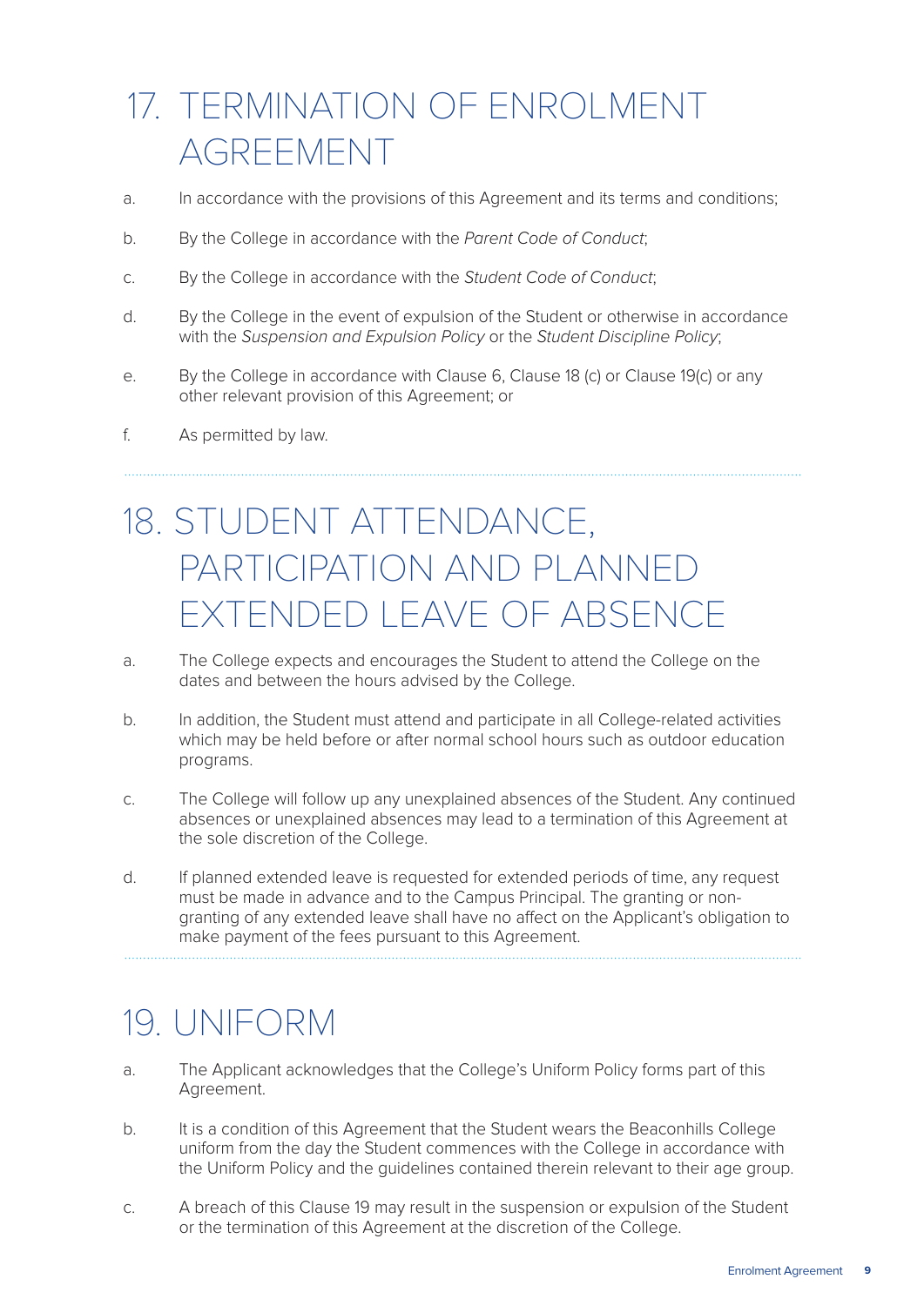# 17. TERMINATION OF ENROLMENT AGREEMENT

a. In accordance with the provisions of this Agreement and its terms and conditions;

b. By the College in accordance with the *Parent Code of Conduct*;

c. By the College in accordance with the *Student Code of Conduct*;

d. By the College in the event of expulsion of the Student or otherwise in accordance with the *Suspension and Expulsion Policy* or the *Student Discipline Policy*;

e. By the College in accordance with Clause 6, Clause 18 (c) or Clause 19(c) or any other relevant provision of this Agreement; or

f. As permitted by law.

---

# 18. STUDENT ATTENDANCE, PARTICIPATION AND PLANNED EXTENDED LEAVE OF ABSENCE

a. The College expects and encourages the Student to attend the College on the dates and between the hours advised by the College.

b. In addition, the Student must attend and participate in all College-related activities which may be held before or after normal school hours such as outdoor education programs.

c. The College will follow up any unexplained absences of the Student. Any continued absences or unexplained absences may lead to a termination of this Agreement at the sole discretion of the College.

d. If planned extended leave is requested for extended periods of time, any request must be made in advance and to the Campus Principal. The granting or non-granting of any extended leave shall have no affect on the Applicant's obligation to make payment of the fees pursuant to this Agreement.

---

# 19. UNIFORM

a. The Applicant acknowledges that the College's Uniform Policy forms part of this Agreement.

b. It is a condition of this Agreement that the Student wears the Beaconhills College uniform from the day the Student commences with the College in accordance with the Uniform Policy and the guidelines contained therein relevant to their age group.

c. A breach of this Clause 19 may result in the suspension or expulsion of the Student or the termination of this Agreement at the discretion of the College.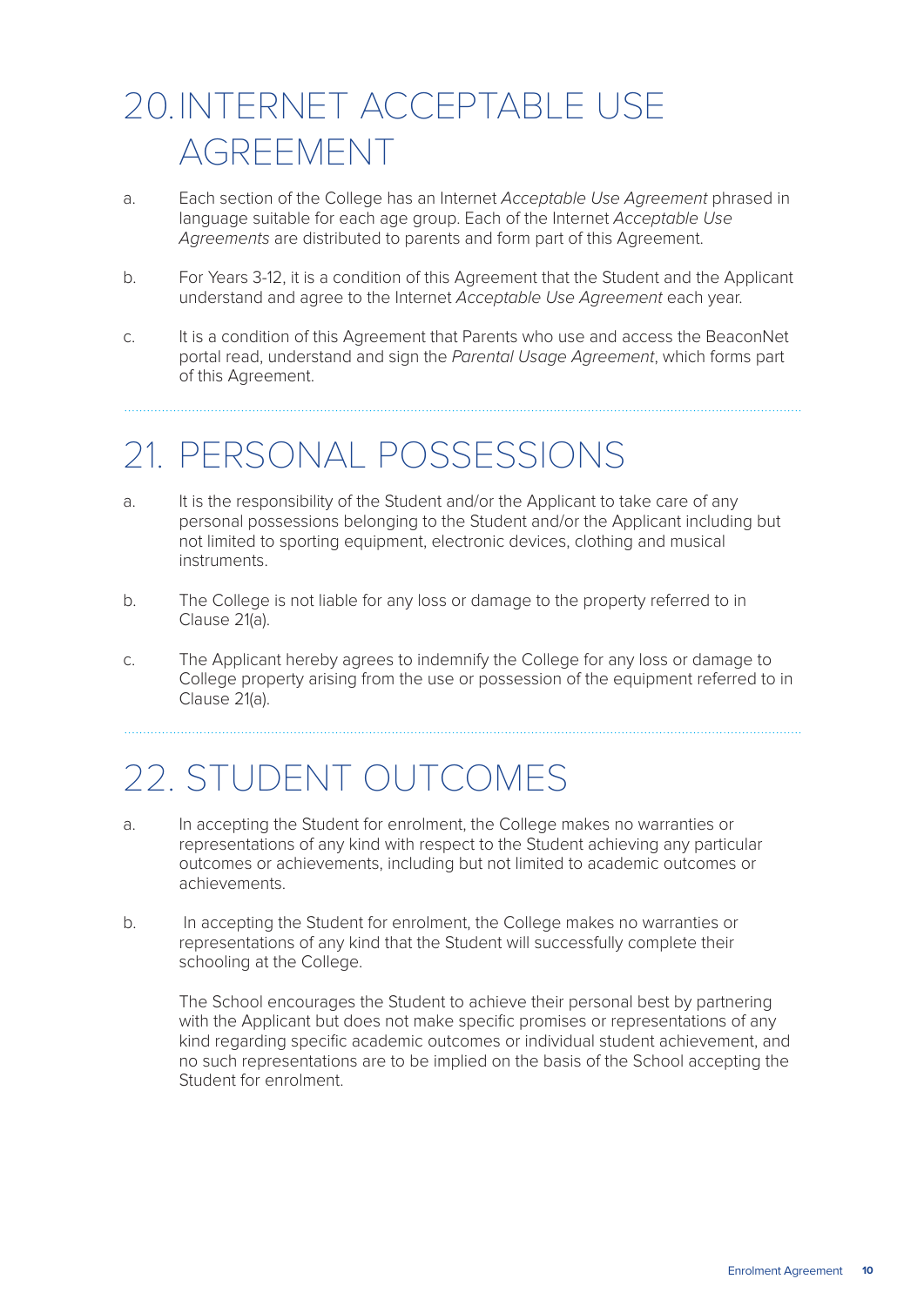# 20. INTERNET ACCEPTABLE USE AGREEMENT

a. Each section of the College has an Internet *Acceptable Use Agreement* phrased in language suitable for each age group. Each of the Internet *Acceptable Use Agreements* are distributed to parents and form part of this Agreement.

b. For Years 3-12, it is a condition of this Agreement that the Student and the Applicant understand and agree to the Internet *Acceptable Use Agreement* each year.

c. It is a condition of this Agreement that Parents who use and access the BeaconNet portal read, understand and sign the *Parental Usage Agreement*, which forms part of this Agreement.

# 21. PERSONAL POSSESSIONS

a. It is the responsibility of the Student and/or the Applicant to take care of any personal possessions belonging to the Student and/or the Applicant including but not limited to sporting equipment, electronic devices, clothing and musical instruments.

b. The College is not liable for any loss or damage to the property referred to in Clause 21(a).

c. The Applicant hereby agrees to indemnify the College for any loss or damage to College property arising from the use or possession of the equipment referred to in Clause 21(a).

# 22. STUDENT OUTCOMES

a. In accepting the Student for enrolment, the College makes no warranties or representations of any kind with respect to the Student achieving any particular outcomes or achievements, including but not limited to academic outcomes or achievements.

b. In accepting the Student for enrolment, the College makes no warranties or representations of any kind that the Student will successfully complete their schooling at the College.

The School encourages the Student to achieve their personal best by partnering with the Applicant but does not make specific promises or representations of any kind regarding specific academic outcomes or individual student achievement, and no such representations are to be implied on the basis of the School accepting the Student for enrolment.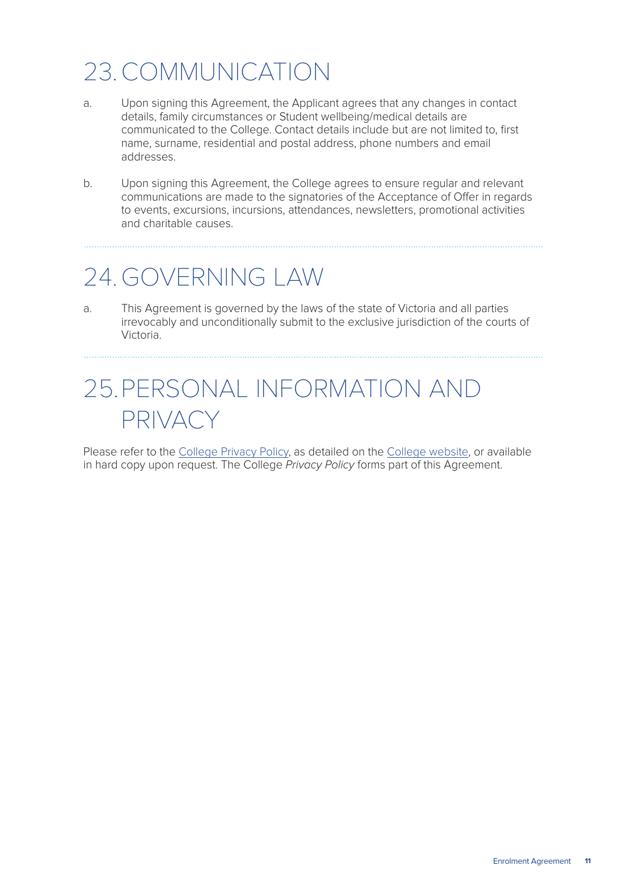# 23. COMMUNICATION

a. Upon signing this Agreement, the Applicant agrees that any changes in contact details, family circumstances or Student wellbeing/medical details are communicated to the College. Contact details include but are not limited to, first name, surname, residential and postal address, phone numbers and email addresses.

b. Upon signing this Agreement, the College agrees to ensure regular and relevant communications are made to the signatories of the Acceptance of Offer in regards to events, excursions, incursions, attendances, newsletters, promotional activities and charitable causes.

# 24. GOVERNING LAW

a. This Agreement is governed by the laws of the state of Victoria and all parties irrevocably and unconditionally submit to the exclusive jurisdiction of the courts of Victoria.

# 25. PERSONAL INFORMATION AND PRIVACY

Please refer to the College Privacy Policy, as detailed on the College website, or available in hard copy upon request. The College *Privacy Policy* forms part of this Agreement.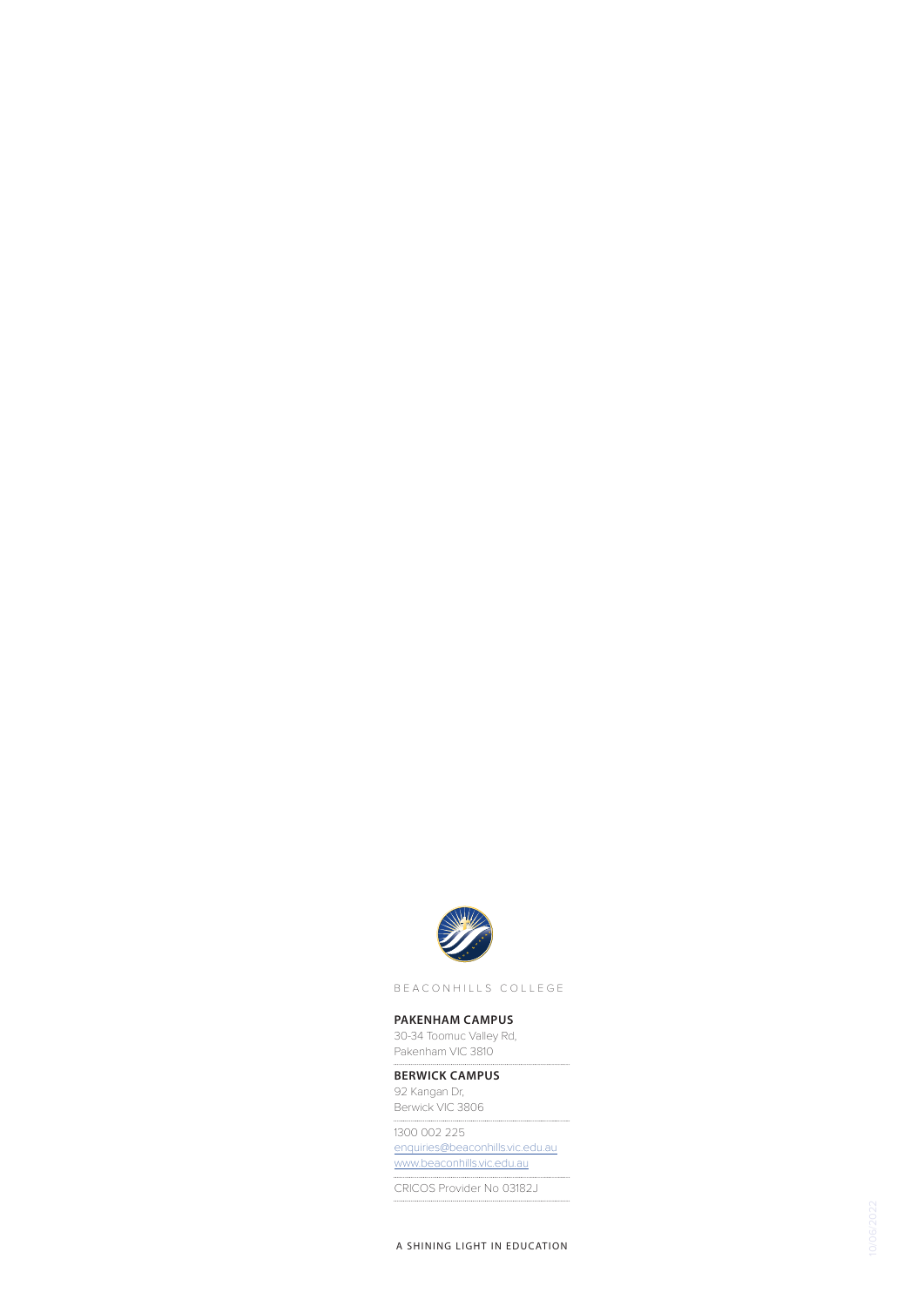BEACONHILLS COLLEGE

**PAKENHAM CAMPUS**
30-34 Toomuc Valley Rd,
Pakenham VIC 3810

**BERWICK CAMPUS**
92 Kangan Dr,
Berwick VIC 3806

1300 002 225
enquiries@beaconhills.vic.edu.au
www.beaconhills.vic.edu.au

CRICOS Provider No 03182J

A SHINING LIGHT IN EDUCATION